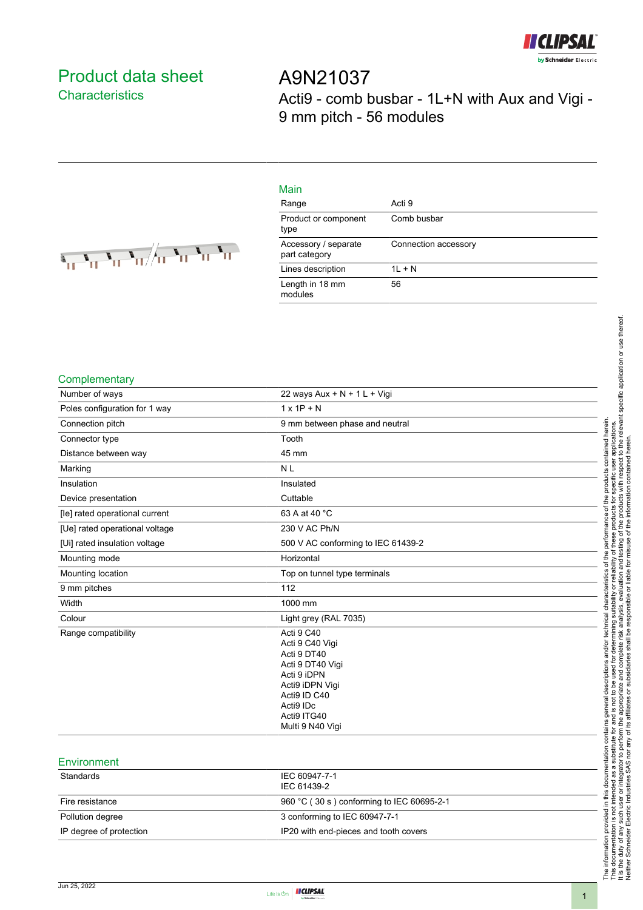# Product data sheet

## Characteristics

# A9N21037

## Acti9 - comb busbar - 1L+N with Aux and Vigi - 9 mm pitch - 56 modules

### Main

| | |
|---|---|
| Range | Acti 9 |
| Product or component type | Comb busbar |
| Accessory / separate part category | Connection accessory |
| Lines description | 1L + N |
| Length in 18 mm modules | 56 |

### Complementary

| | |
|---|---|
| Number of ways | 22 ways Aux + N + 1 L + Vigi |
| Poles configuration for 1 way | 1 x 1P + N |
| Connection pitch | 9 mm between phase and neutral |
| Connector type | Tooth |
| Distance between way | 45 mm |
| Marking | N L |
| Insulation | Insulated |
| Device presentation | Cuttable |
| [Ie] rated operational current | 63 A at 40 °C |
| [Ue] rated operational voltage | 230 V AC Ph/N |
| [Ui] rated insulation voltage | 500 V AC conforming to IEC 61439-2 |
| Mounting mode | Horizontal |
| Mounting location | Top on tunnel type terminals |
| 9 mm pitches | 112 |
| Width | 1000 mm |
| Colour | Light grey (RAL 7035) |
| Range compatibility | Acti 9 C40<br>Acti 9 C40 Vigi<br>Acti 9 DT40<br>Acti 9 DT40 Vigi<br>Acti 9 iDPN<br>Acti9 iDPN Vigi<br>Acti9 ID C40<br>Acti9 IDc<br>Acti9 ITG40<br>Multi 9 N40 Vigi |

### Environment

| | |
|---|---|
| Standards | IEC 60947-7-1<br>IEC 61439-2 |
| Fire resistance | 960 °C ( 30 s ) conforming to IEC 60695-2-1 |
| Pollution degree | 3 conforming to IEC 60947-7-1 |
| IP degree of protection | IP20 with end-pieces and tooth covers |

The information provided in this documentation contains general descriptions and/or technical characteristics of the performance of the products contained herein. This documentation is not intended as a substitute for and is not to be used for determining suitability or reliability of these products for specific user applications. It is the duty of any such user or integrator to perform the appropriate and complete risk analysis, evaluation and testing of the products with respect to the relevant specific application or use thereof. Neither Schneider Electric Industries SAS nor any of its affiliates or subsidiaries shall be responsible or liable for misuse of the information contained herein.

Jun 25, 2022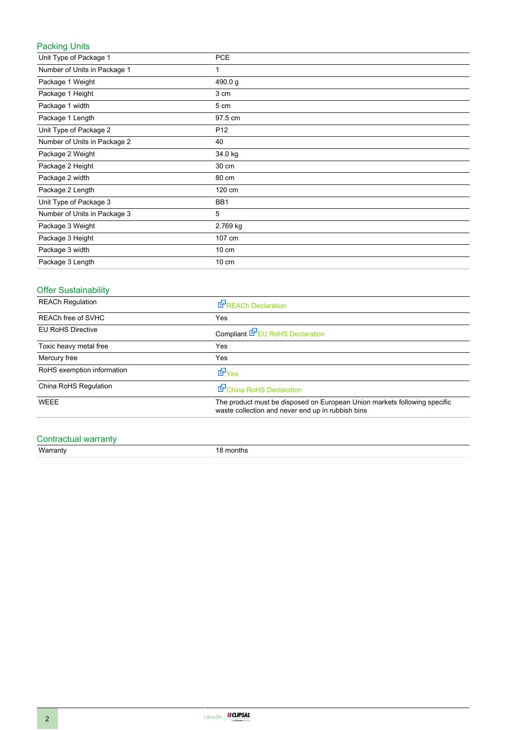## Packing Units

| | |
|---|---|
| Unit Type of Package 1 | PCE |
| Number of Units in Package 1 | 1 |
| Package 1 Weight | 490.0 g |
| Package 1 Height | 3 cm |
| Package 1 width | 5 cm |
| Package 1 Length | 97.5 cm |
| Unit Type of Package 2 | P12 |
| Number of Units in Package 2 | 40 |
| Package 2 Weight | 34.0 kg |
| Package 2 Height | 30 cm |
| Package 2 width | 80 cm |
| Package 2 Length | 120 cm |
| Unit Type of Package 3 | BB1 |
| Number of Units in Package 3 | 5 |
| Package 3 Weight | 2.769 kg |
| Package 3 Height | 107 cm |
| Package 3 width | 10 cm |
| Package 3 Length | 10 cm |

## Offer Sustainability

| | |
|---|---|
| REACh Regulation | REACh Declaration |
| REACh free of SVHC | Yes |
| EU RoHS Directive | Compliant EU RoHS Declaration |
| Toxic heavy metal free | Yes |
| Mercury free | Yes |
| RoHS exemption information | Yes |
| China RoHS Regulation | China RoHS Declaration |
| WEEE | The product must be disposed on European Union markets following specific waste collection and never end up in rubbish bins |

## Contractual warranty

| | |
|---|---|
| Warranty | 18 months |